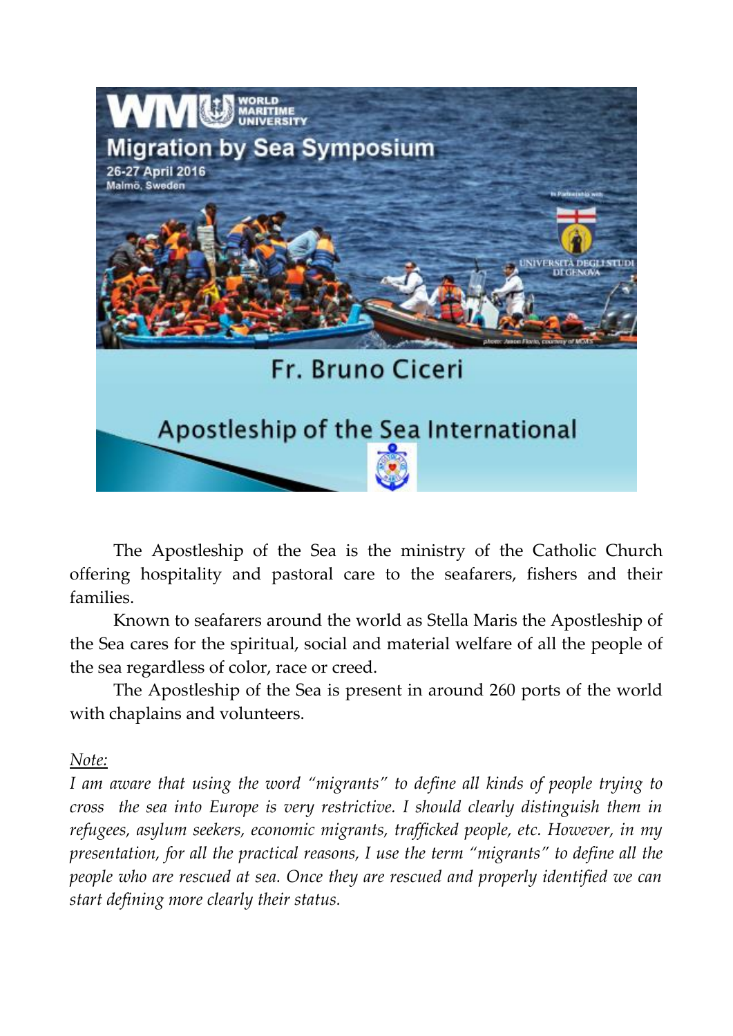Migration by Sea Symposium

26-27 April 2016
Malmö, Sweden

# Fr. Bruno Ciceri

## Apostleship of the Sea International

The Apostleship of the Sea is the ministry of the Catholic Church offering hospitality and pastoral care to the seafarers, fishers and their families.

Known to seafarers around the world as Stella Maris the Apostleship of the Sea cares for the spiritual, social and material welfare of all the people of the sea regardless of color, race or creed.

The Apostleship of the Sea is present in around 260 ports of the world with chaplains and volunteers.

*Note:*

*I am aware that using the word "migrants" to define all kinds of people trying to cross the sea into Europe is very restrictive. I should clearly distinguish them in refugees, asylum seekers, economic migrants, trafficked people, etc. However, in my presentation, for all the practical reasons, I use the term "migrants" to define all the people who are rescued at sea. Once they are rescued and properly identified we can start defining more clearly their status.*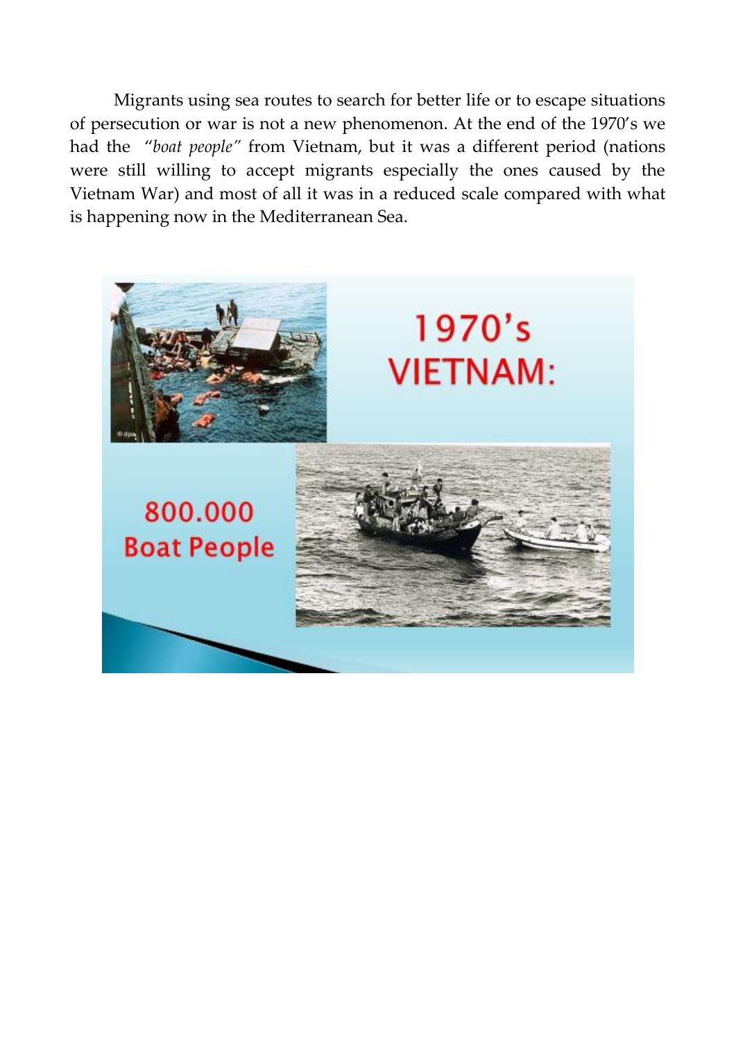Migrants using sea routes to search for better life or to escape situations of persecution or war is not a new phenomenon. At the end of the 1970's we had the *"boat people"* from Vietnam, but it was a different period (nations were still willing to accept migrants especially the ones caused by the Vietnam War) and most of all it was in a reduced scale compared with what is happening now in the Mediterranean Sea.

1970's VIETNAM:

800.000 Boat People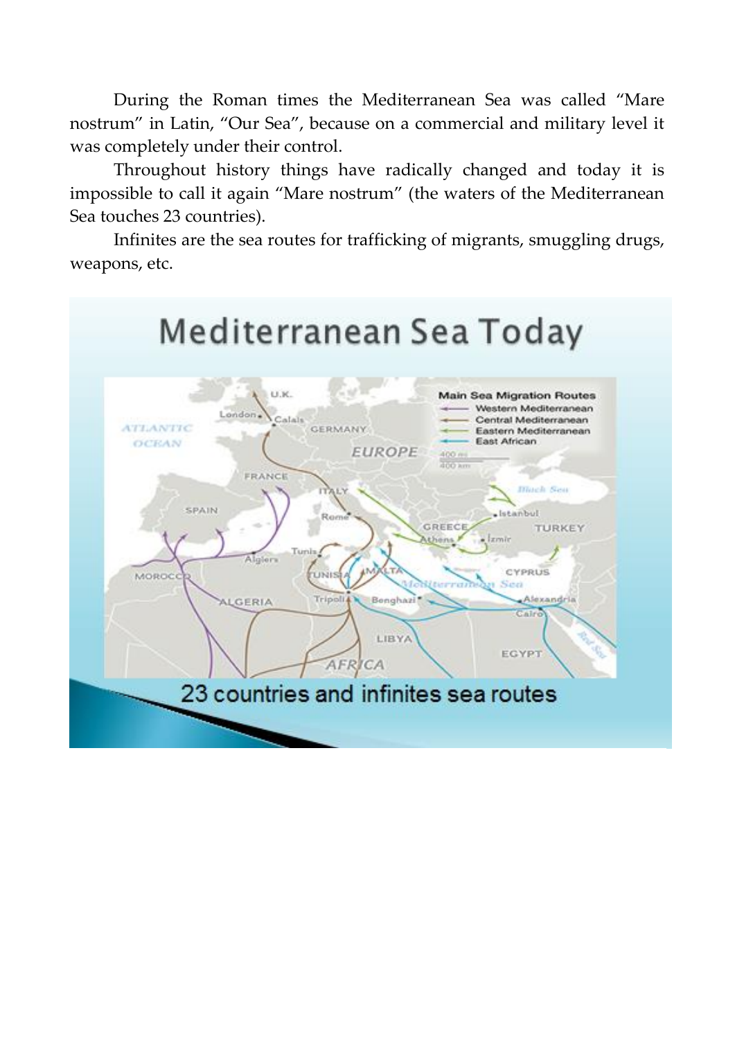During the Roman times the Mediterranean Sea was called "Mare nostrum" in Latin, "Our Sea", because on a commercial and military level it was completely under their control.

Throughout history things have radically changed and today it is impossible to call it again "Mare nostrum" (the waters of the Mediterranean Sea touches 23 countries).

Infinites are the sea routes for trafficking of migrants, smuggling drugs, weapons, etc.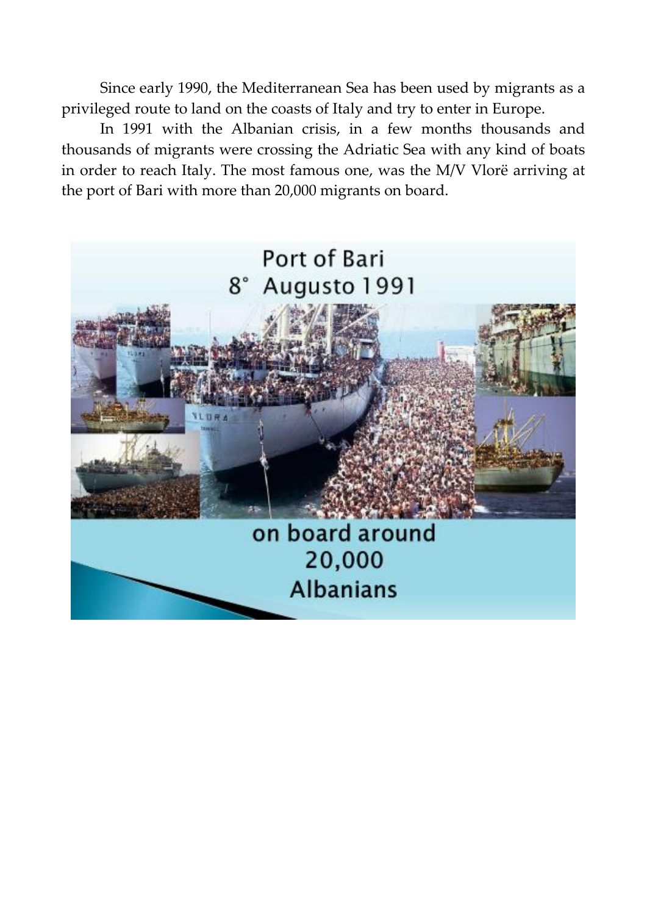Since early 1990, the Mediterranean Sea has been used by migrants as a privileged route to land on the coasts of Italy and try to enter in Europe.

In 1991 with the Albanian crisis, in a few months thousands and thousands of migrants were crossing the Adriatic Sea with any kind of boats in order to reach Italy. The most famous one, was the M/V Vlorë arriving at the port of Bari with more than 20,000 migrants on board.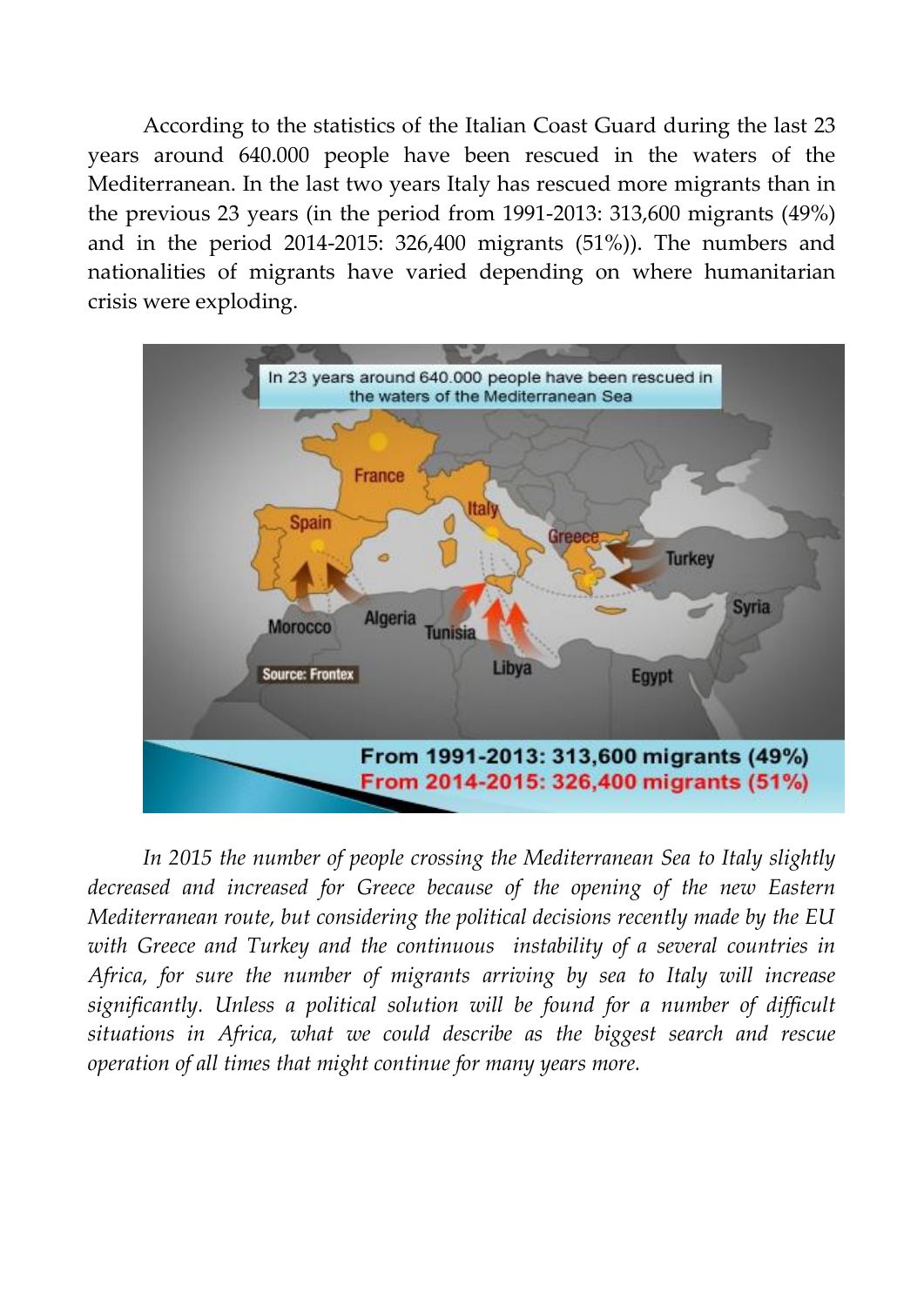According to the statistics of the Italian Coast Guard during the last 23 years around 640.000 people have been rescued in the waters of the Mediterranean. In the last two years Italy has rescued more migrants than in the previous 23 years (in the period from 1991-2013: 313,600 migrants (49%) and in the period 2014-2015: 326,400 migrants (51%)). The numbers and nationalities of migrants have varied depending on where humanitarian crisis were exploding.

In 23 years around 640.000 people have been rescued in the waters of the Mediterranean Sea

Source: Frontex

**From 1991-2013: 313,600 migrants (49%)**
**From 2014-2015: 326,400 migrants (51%)**

*In 2015 the number of people crossing the Mediterranean Sea to Italy slightly decreased and increased for Greece because of the opening of the new Eastern Mediterranean route, but considering the political decisions recently made by the EU with Greece and Turkey and the continuous instability of a several countries in Africa, for sure the number of migrants arriving by sea to Italy will increase significantly. Unless a political solution will be found for a number of difficult situations in Africa, what we could describe as the biggest search and rescue operation of all times that might continue for many years more.*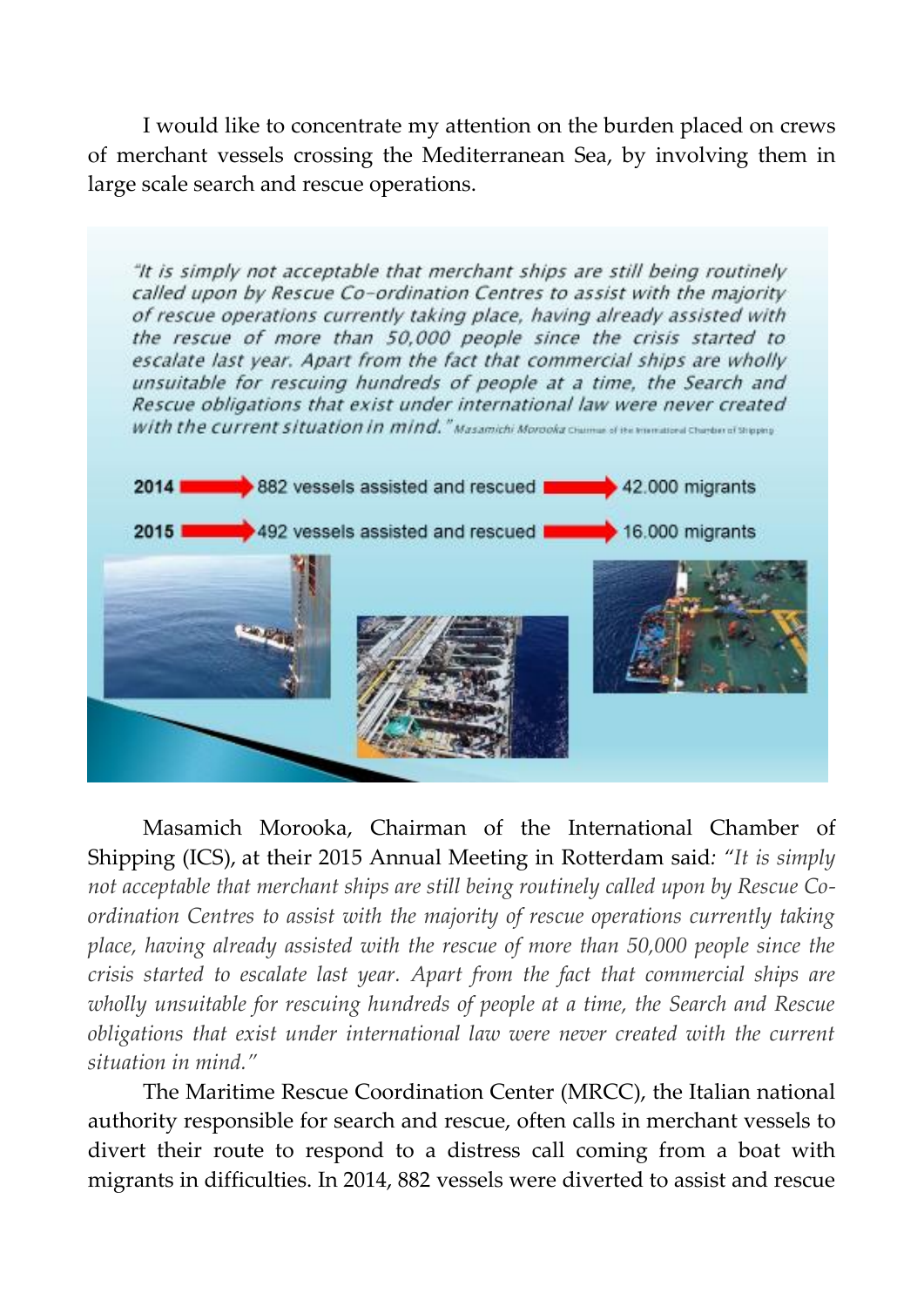I would like to concentrate my attention on the burden placed on crews of merchant vessels crossing the Mediterranean Sea, by involving them in large scale search and rescue operations.

*"It is simply not acceptable that merchant ships are still being routinely called upon by Rescue Co-ordination Centres to assist with the majority of rescue operations currently taking place, having already assisted with the rescue of more than 50,000 people since the crisis started to escalate last year. Apart from the fact that commercial ships are wholly unsuitable for rescuing hundreds of people at a time, the Search and Rescue obligations that exist under international law were never created with the current situation in mind." Masamichi Morooka* Chairman of the International Chamber of Shipping

2014 → 882 vessels assisted and rescued → 42.000 migrants

2015 → 492 vessels assisted and rescued → 16.000 migrants

Masamich Morooka, Chairman of the International Chamber of Shipping (ICS), at their 2015 Annual Meeting in Rotterdam said: *"It is simply not acceptable that merchant ships are still being routinely called upon by Rescue Co-ordination Centres to assist with the majority of rescue operations currently taking place, having already assisted with the rescue of more than 50,000 people since the crisis started to escalate last year. Apart from the fact that commercial ships are wholly unsuitable for rescuing hundreds of people at a time, the Search and Rescue obligations that exist under international law were never created with the current situation in mind."*

The Maritime Rescue Coordination Center (MRCC), the Italian national authority responsible for search and rescue, often calls in merchant vessels to divert their route to respond to a distress call coming from a boat with migrants in difficulties. In 2014, 882 vessels were diverted to assist and rescue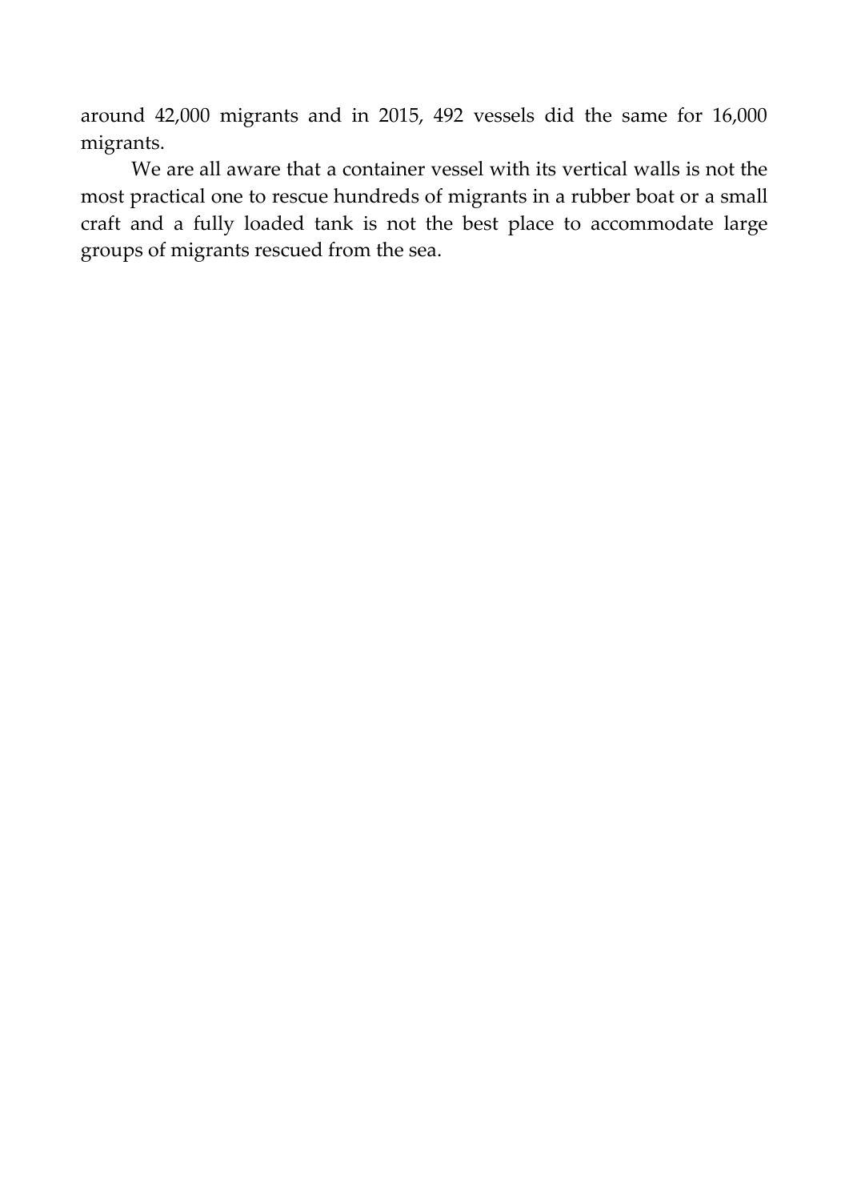around 42,000 migrants and in 2015, 492 vessels did the same for 16,000 migrants.

We are all aware that a container vessel with its vertical walls is not the most practical one to rescue hundreds of migrants in a rubber boat or a small craft and a fully loaded tank is not the best place to accommodate large groups of migrants rescued from the sea.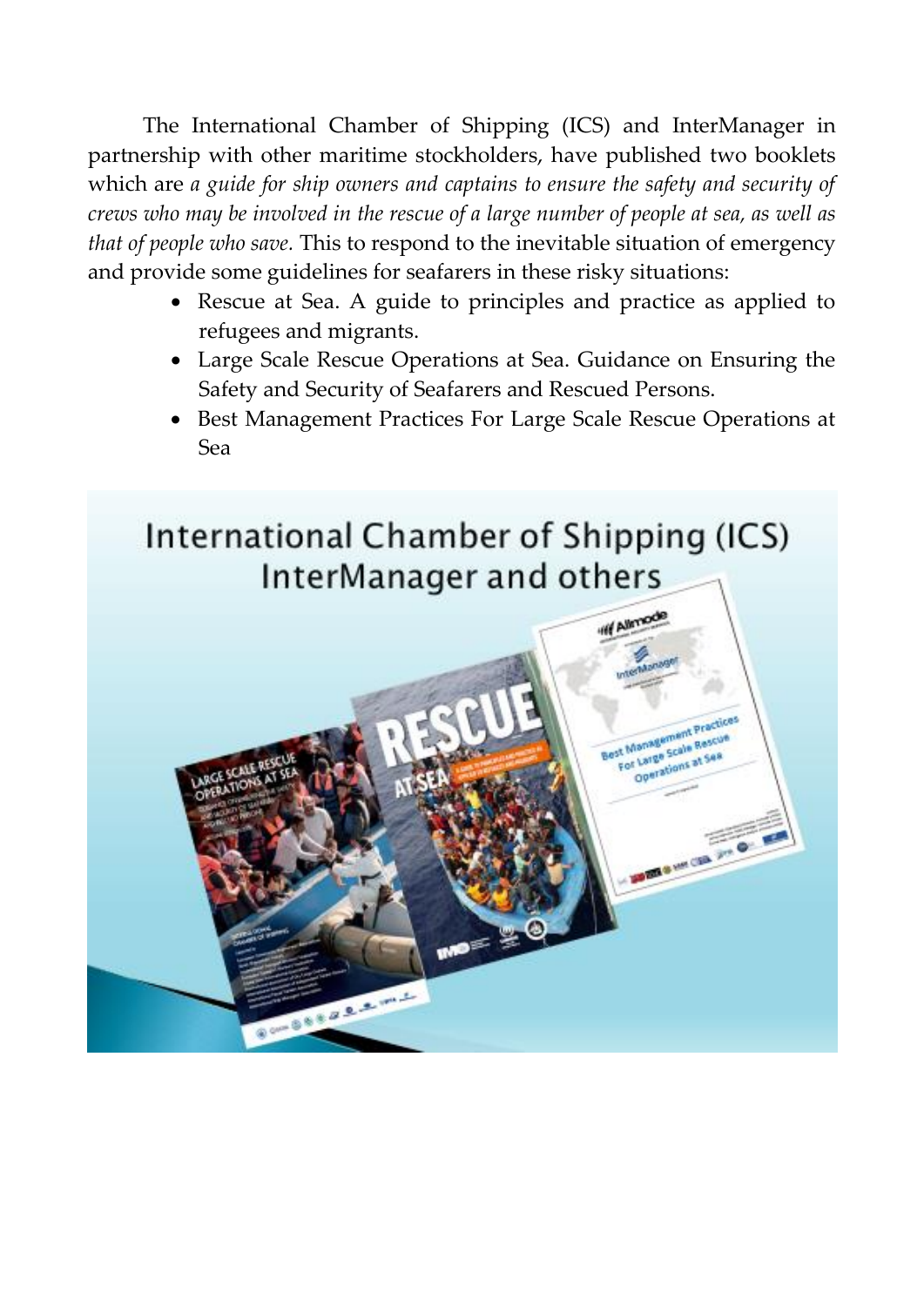The International Chamber of Shipping (ICS) and InterManager in partnership with other maritime stockholders, have published two booklets which are *a guide for ship owners and captains to ensure the safety and security of crews who may be involved in the rescue of a large number of people at sea, as well as that of people who save.* This to respond to the inevitable situation of emergency and provide some guidelines for seafarers in these risky situations:

- Rescue at Sea. A guide to principles and practice as applied to refugees and migrants.
- Large Scale Rescue Operations at Sea. Guidance on Ensuring the Safety and Security of Seafarers and Rescued Persons.
- Best Management Practices For Large Scale Rescue Operations at Sea

International Chamber of Shipping (ICS)
InterManager and others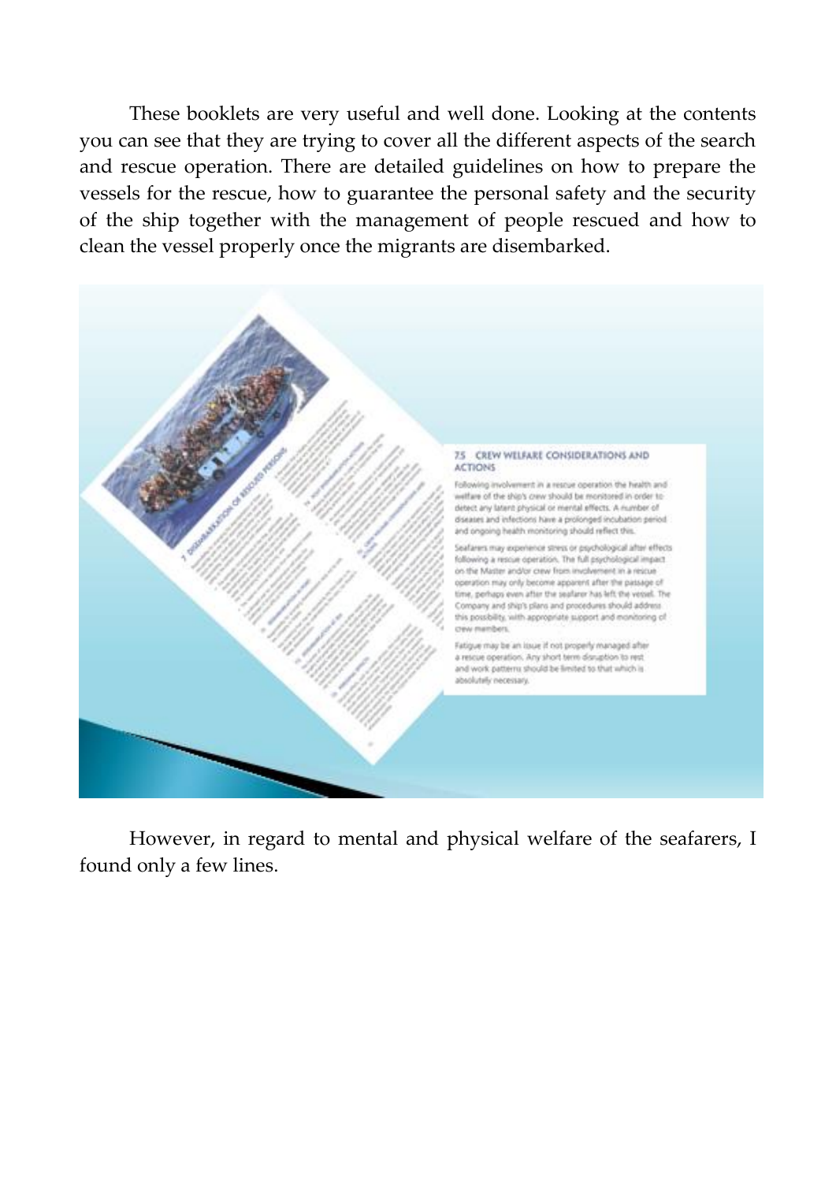These booklets are very useful and well done. Looking at the contents you can see that they are trying to cover all the different aspects of the search and rescue operation. There are detailed guidelines on how to prepare the vessels for the rescue, how to guarantee the personal safety and the security of the ship together with the management of people rescued and how to clean the vessel properly once the migrants are disembarked.

However, in regard to mental and physical welfare of the seafarers, I found only a few lines.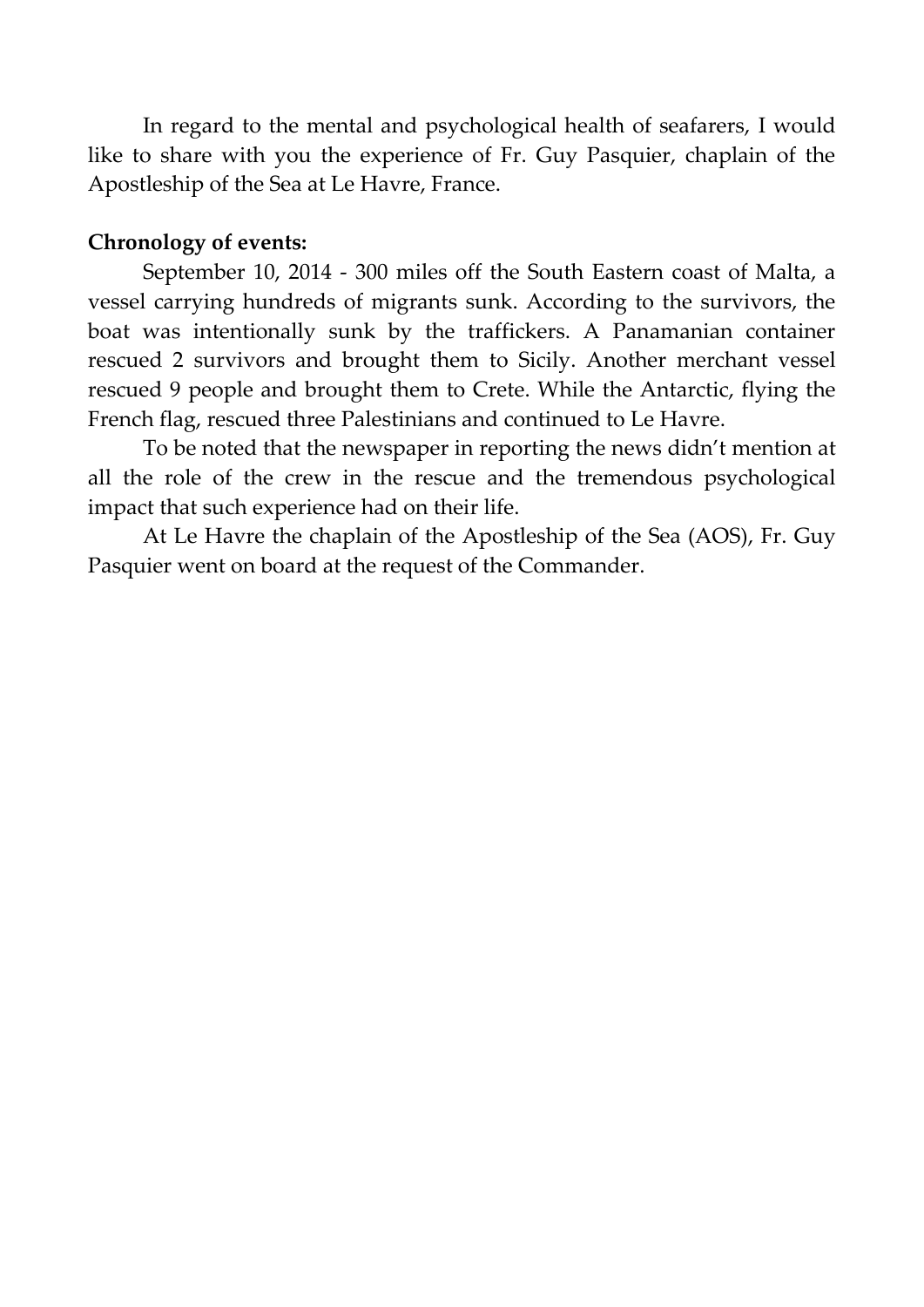In regard to the mental and psychological health of seafarers, I would like to share with you the experience of Fr. Guy Pasquier, chaplain of the Apostleship of the Sea at Le Havre, France.

**Chronology of events:**

September 10, 2014 - 300 miles off the South Eastern coast of Malta, a vessel carrying hundreds of migrants sunk. According to the survivors, the boat was intentionally sunk by the traffickers. A Panamanian container rescued 2 survivors and brought them to Sicily. Another merchant vessel rescued 9 people and brought them to Crete. While the Antarctic, flying the French flag, rescued three Palestinians and continued to Le Havre.

To be noted that the newspaper in reporting the news didn't mention at all the role of the crew in the rescue and the tremendous psychological impact that such experience had on their life.

At Le Havre the chaplain of the Apostleship of the Sea (AOS), Fr. Guy Pasquier went on board at the request of the Commander.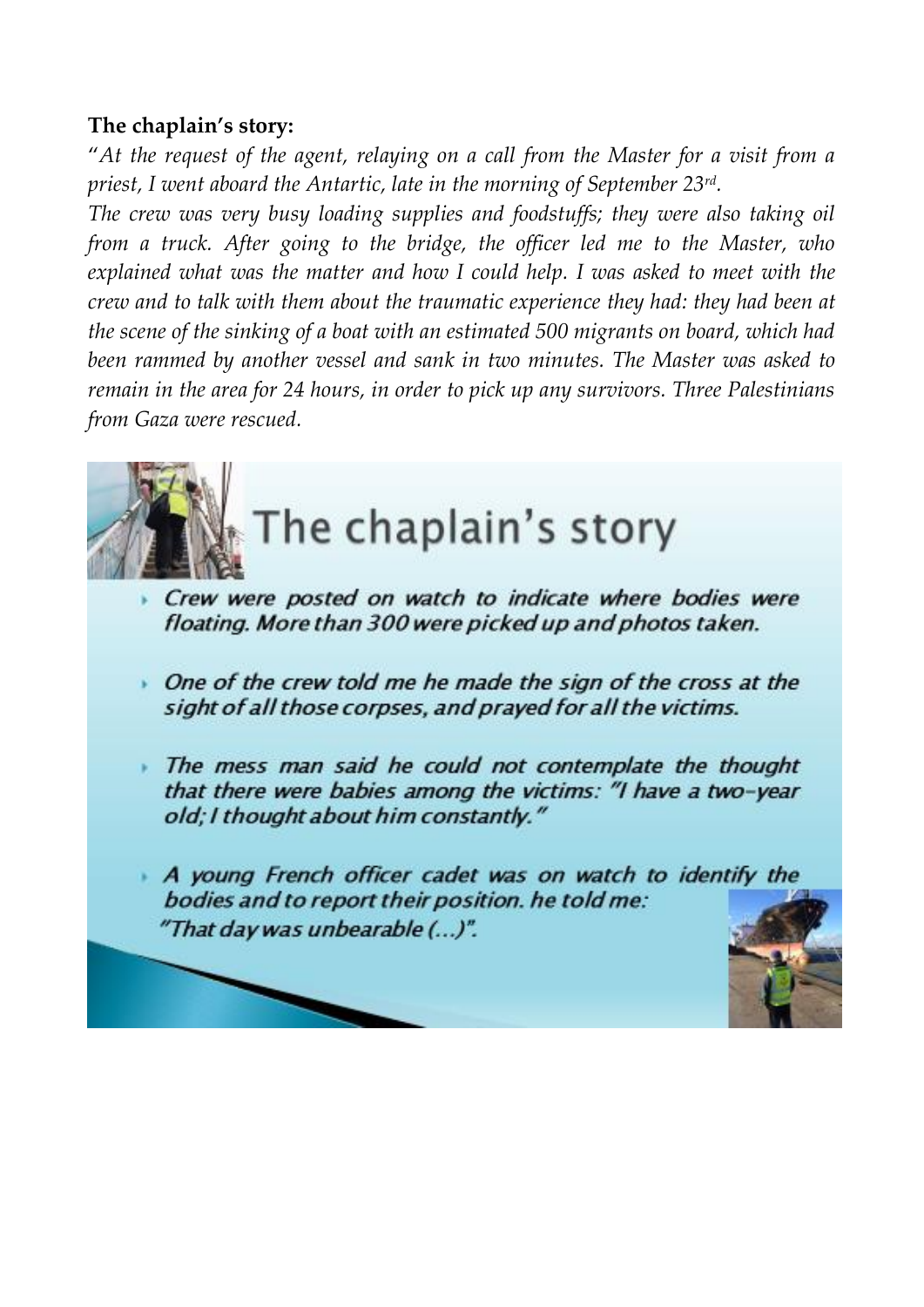**The chaplain's story:**

"*At the request of the agent, relaying on a call from the Master for a visit from a priest, I went aboard the Antartic, late in the morning of September 23rd.*

*The crew was very busy loading supplies and foodstuffs; they were also taking oil from a truck. After going to the bridge, the officer led me to the Master, who explained what was the matter and how I could help. I was asked to meet with the crew and to talk with them about the traumatic experience they had: they had been at the scene of the sinking of a boat with an estimated 500 migrants on board, which had been rammed by another vessel and sank in two minutes. The Master was asked to remain in the area for 24 hours, in order to pick up any survivors. Three Palestinians from Gaza were rescued.*

## The chaplain's story

- *Crew were posted on watch to indicate where bodies were floating. More than 300 were picked up and photos taken.*
- *One of the crew told me he made the sign of the cross at the sight of all those corpses, and prayed for all the victims.*
- *The mess man said he could not contemplate the thought that there were babies among the victims: "I have a two-year old; I thought about him constantly."*
- *A young French officer cadet was on watch to identify the bodies and to report their position. he told me: "That day was unbearable (...)".*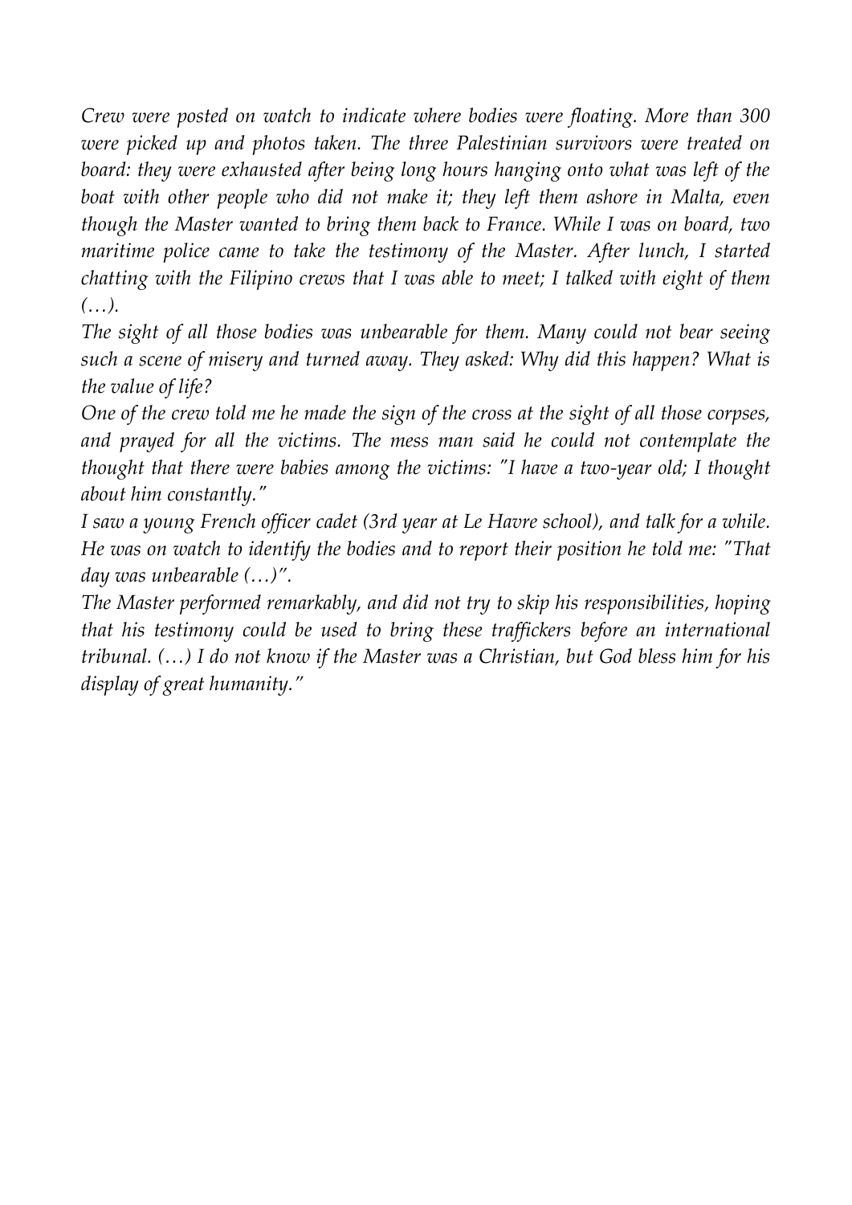*Crew were posted on watch to indicate where bodies were floating. More than 300 were picked up and photos taken. The three Palestinian survivors were treated on board: they were exhausted after being long hours hanging onto what was left of the boat with other people who did not make it; they left them ashore in Malta, even though the Master wanted to bring them back to France. While I was on board, two maritime police came to take the testimony of the Master. After lunch, I started chatting with the Filipino crews that I was able to meet; I talked with eight of them (…).*

*The sight of all those bodies was unbearable for them. Many could not bear seeing such a scene of misery and turned away. They asked: Why did this happen? What is the value of life?*

*One of the crew told me he made the sign of the cross at the sight of all those corpses, and prayed for all the victims. The mess man said he could not contemplate the thought that there were babies among the victims: "I have a two-year old; I thought about him constantly."*

*I saw a young French officer cadet (3rd year at Le Havre school), and talk for a while. He was on watch to identify the bodies and to report their position he told me: "That day was unbearable (…)".*

*The Master performed remarkably, and did not try to skip his responsibilities, hoping that his testimony could be used to bring these traffickers before an international tribunal. (…) I do not know if the Master was a Christian, but God bless him for his display of great humanity."*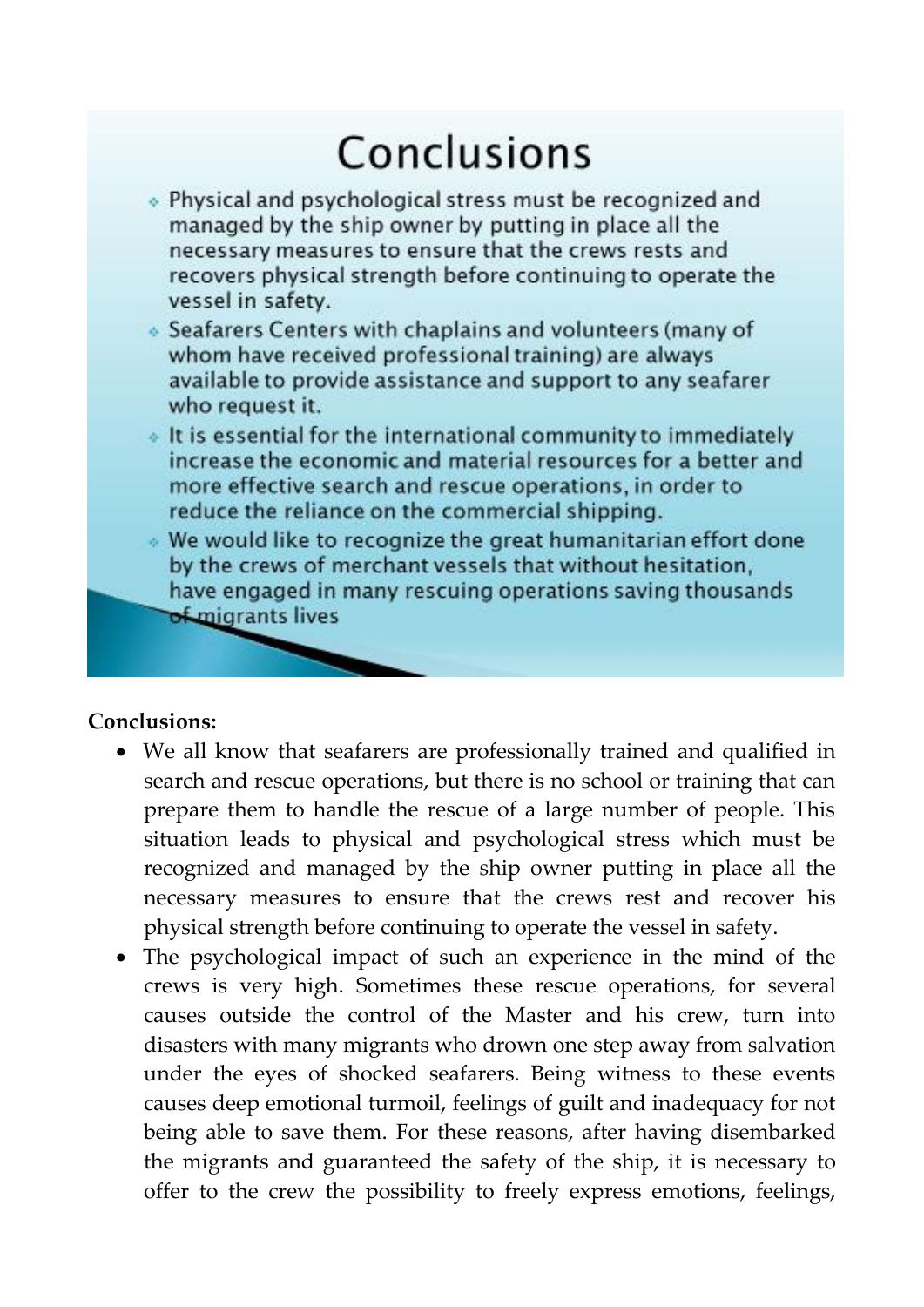# Conclusions

- Physical and psychological stress must be recognized and managed by the ship owner by putting in place all the necessary measures to ensure that the crews rests and recovers physical strength before continuing to operate the vessel in safety.
- Seafarers Centers with chaplains and volunteers (many of whom have received professional training) are always available to provide assistance and support to any seafarer who request it.
- It is essential for the international community to immediately increase the economic and material resources for a better and more effective search and rescue operations, in order to reduce the reliance on the commercial shipping.
- We would like to recognize the great humanitarian effort done by the crews of merchant vessels that without hesitation, have engaged in many rescuing operations saving thousands of migrants lives

**Conclusions:**

- We all know that seafarers are professionally trained and qualified in search and rescue operations, but there is no school or training that can prepare them to handle the rescue of a large number of people. This situation leads to physical and psychological stress which must be recognized and managed by the ship owner putting in place all the necessary measures to ensure that the crews rest and recover his physical strength before continuing to operate the vessel in safety.
- The psychological impact of such an experience in the mind of the crews is very high. Sometimes these rescue operations, for several causes outside the control of the Master and his crew, turn into disasters with many migrants who drown one step away from salvation under the eyes of shocked seafarers. Being witness to these events causes deep emotional turmoil, feelings of guilt and inadequacy for not being able to save them. For these reasons, after having disembarked the migrants and guaranteed the safety of the ship, it is necessary to offer to the crew the possibility to freely express emotions, feelings,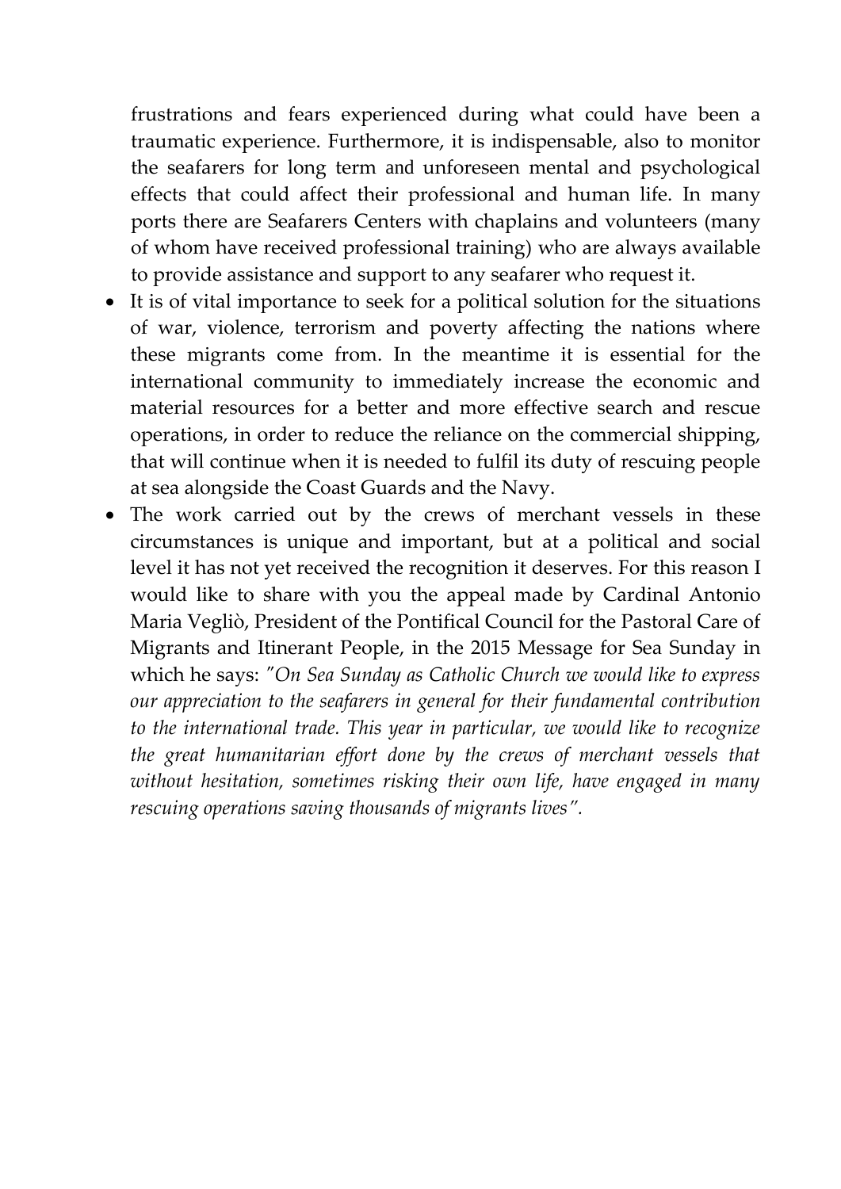frustrations and fears experienced during what could have been a traumatic experience. Furthermore, it is indispensable, also to monitor the seafarers for long term and unforeseen mental and psychological effects that could affect their professional and human life. In many ports there are Seafarers Centers with chaplains and volunteers (many of whom have received professional training) who are always available to provide assistance and support to any seafarer who request it.

- It is of vital importance to seek for a political solution for the situations of war, violence, terrorism and poverty affecting the nations where these migrants come from. In the meantime it is essential for the international community to immediately increase the economic and material resources for a better and more effective search and rescue operations, in order to reduce the reliance on the commercial shipping, that will continue when it is needed to fulfil its duty of rescuing people at sea alongside the Coast Guards and the Navy.
- The work carried out by the crews of merchant vessels in these circumstances is unique and important, but at a political and social level it has not yet received the recognition it deserves. For this reason I would like to share with you the appeal made by Cardinal Antonio Maria Vegliò, President of the Pontifical Council for the Pastoral Care of Migrants and Itinerant People, in the 2015 Message for Sea Sunday in which he says: *"On Sea Sunday as Catholic Church we would like to express our appreciation to the seafarers in general for their fundamental contribution to the international trade. This year in particular, we would like to recognize the great humanitarian effort done by the crews of merchant vessels that without hesitation, sometimes risking their own life, have engaged in many rescuing operations saving thousands of migrants lives"*.